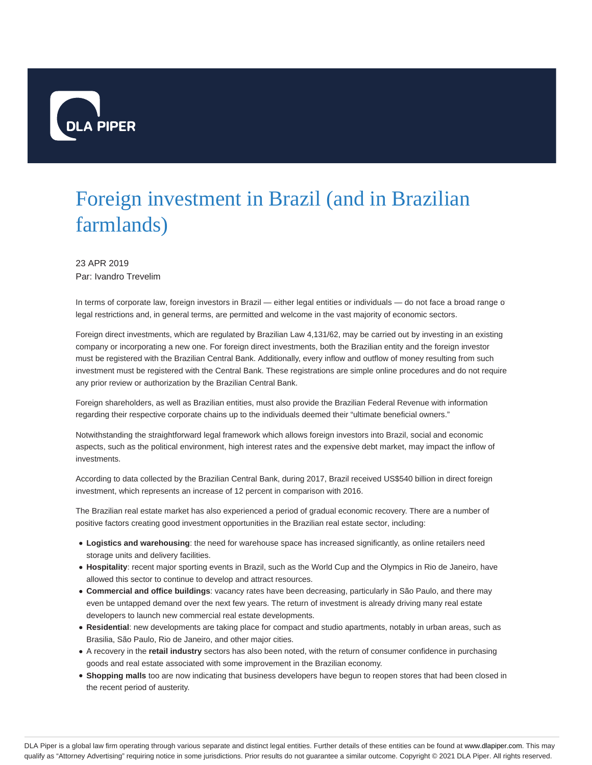# Foreign investment in Brazil (and in Brazilian farmlands)

23 APR 2019

Par: Ivandro Trevelim

In terms of corporate law, foreign investors in Brazil — either legal entities or individuals — do not face a broad range o legal restrictions and, in general terms, are permitted and welcome in the vast majority of economic sectors.

Foreign direct investments, which are regulated by Brazilian Law 4,131/62, may be carried out by investing in an existing company or incorporating a new one. For foreign direct investments, both the Brazilian entity and the foreign investor must be registered with the Brazilian Central Bank. Additionally, every inflow and outflow of money resulting from such investment must be registered with the Central Bank. These registrations are simple online procedures and do not require any prior review or authorization by the Brazilian Central Bank.

Foreign shareholders, as well as Brazilian entities, must also provide the Brazilian Federal Revenue with information regarding their respective corporate chains up to the individuals deemed their "ultimate beneficial owners."

Notwithstanding the straightforward legal framework which allows foreign investors into Brazil, social and economic aspects, such as the political environment, high interest rates and the expensive debt market, may impact the inflow of investments.

According to data collected by the Brazilian Central Bank, during 2017, Brazil received US$540 billion in direct foreign investment, which represents an increase of 12 percent in comparison with 2016.

The Brazilian real estate market has also experienced a period of gradual economic recovery. There are a number of positive factors creating good investment opportunities in the Brazilian real estate sector, including:

- **Logistics and warehousing**: the need for warehouse space has increased significantly, as online retailers need storage units and delivery facilities.
- **Hospitality**: recent major sporting events in Brazil, such as the World Cup and the Olympics in Rio de Janeiro, have allowed this sector to continue to develop and attract resources.
- **Commercial and office buildings**: vacancy rates have been decreasing, particularly in São Paulo, and there may even be untapped demand over the next few years. The return of investment is already driving many real estate developers to launch new commercial real estate developments.
- **Residential**: new developments are taking place for compact and studio apartments, notably in urban areas, such as Brasilia, São Paulo, Rio de Janeiro, and other major cities.
- A recovery in the **retail industry** sectors has also been noted, with the return of consumer confidence in purchasing goods and real estate associated with some improvement in the Brazilian economy.
- **Shopping malls** too are now indicating that business developers have begun to reopen stores that had been closed in the recent period of austerity.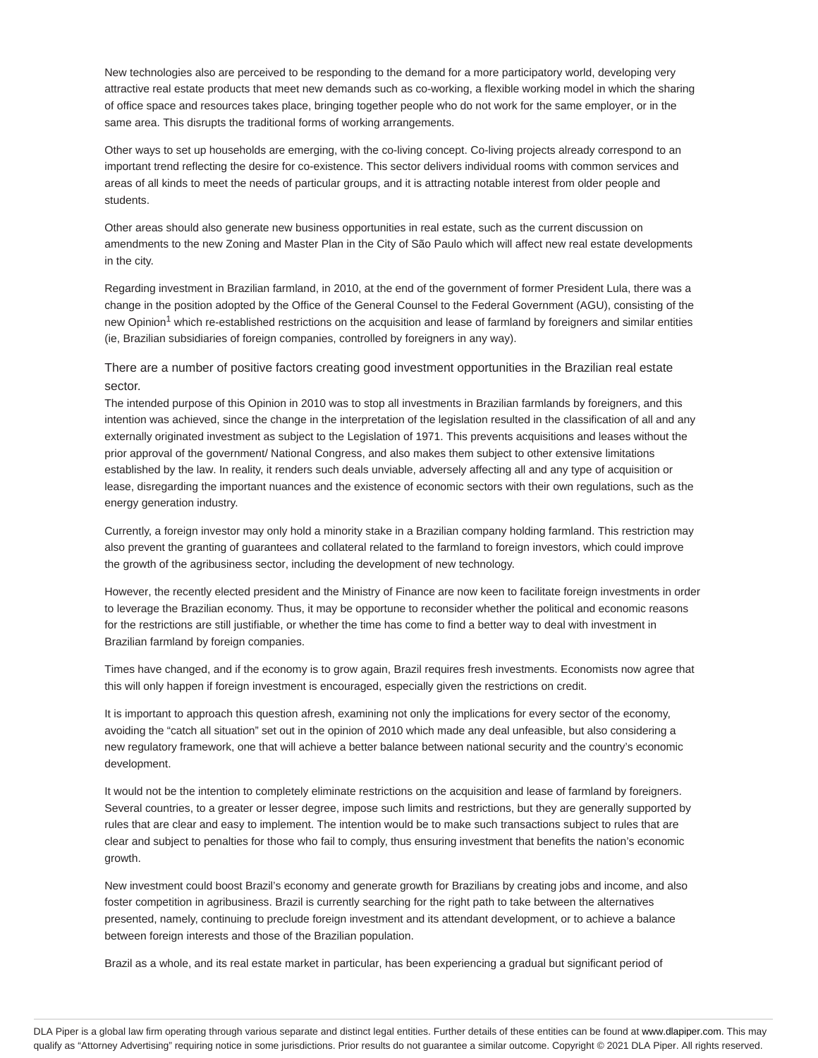New technologies also are perceived to be responding to the demand for a more participatory world, developing very attractive real estate products that meet new demands such as co-working, a flexible working model in which the sharing of office space and resources takes place, bringing together people who do not work for the same employer, or in the same area. This disrupts the traditional forms of working arrangements.

Other ways to set up households are emerging, with the co-living concept. Co-living projects already correspond to an important trend reflecting the desire for co-existence. This sector delivers individual rooms with common services and areas of all kinds to meet the needs of particular groups, and it is attracting notable interest from older people and students.

Other areas should also generate new business opportunities in real estate, such as the current discussion on amendments to the new Zoning and Master Plan in the City of São Paulo which will affect new real estate developments in the city.

Regarding investment in Brazilian farmland, in 2010, at the end of the government of former President Lula, there was a change in the position adopted by the Office of the General Counsel to the Federal Government (AGU), consisting of the new Opinion[1] which re-established restrictions on the acquisition and lease of farmland by foreigners and similar entities (ie, Brazilian subsidiaries of foreign companies, controlled by foreigners in any way).

There are a number of positive factors creating good investment opportunities in the Brazilian real estate sector.

The intended purpose of this Opinion in 2010 was to stop all investments in Brazilian farmlands by foreigners, and this intention was achieved, since the change in the interpretation of the legislation resulted in the classification of all and any externally originated investment as subject to the Legislation of 1971. This prevents acquisitions and leases without the prior approval of the government/ National Congress, and also makes them subject to other extensive limitations established by the law. In reality, it renders such deals unviable, adversely affecting all and any type of acquisition or lease, disregarding the important nuances and the existence of economic sectors with their own regulations, such as the energy generation industry.

Currently, a foreign investor may only hold a minority stake in a Brazilian company holding farmland. This restriction may also prevent the granting of guarantees and collateral related to the farmland to foreign investors, which could improve the growth of the agribusiness sector, including the development of new technology.

However, the recently elected president and the Ministry of Finance are now keen to facilitate foreign investments in order to leverage the Brazilian economy. Thus, it may be opportune to reconsider whether the political and economic reasons for the restrictions are still justifiable, or whether the time has come to find a better way to deal with investment in Brazilian farmland by foreign companies.

Times have changed, and if the economy is to grow again, Brazil requires fresh investments. Economists now agree that this will only happen if foreign investment is encouraged, especially given the restrictions on credit.

It is important to approach this question afresh, examining not only the implications for every sector of the economy, avoiding the "catch all situation" set out in the opinion of 2010 which made any deal unfeasible, but also considering a new regulatory framework, one that will achieve a better balance between national security and the country's economic development.

It would not be the intention to completely eliminate restrictions on the acquisition and lease of farmland by foreigners. Several countries, to a greater or lesser degree, impose such limits and restrictions, but they are generally supported by rules that are clear and easy to implement. The intention would be to make such transactions subject to rules that are clear and subject to penalties for those who fail to comply, thus ensuring investment that benefits the nation's economic growth.

New investment could boost Brazil's economy and generate growth for Brazilians by creating jobs and income, and also foster competition in agribusiness. Brazil is currently searching for the right path to take between the alternatives presented, namely, continuing to preclude foreign investment and its attendant development, or to achieve a balance between foreign interests and those of the Brazilian population.

Brazil as a whole, and its real estate market in particular, has been experiencing a gradual but significant period of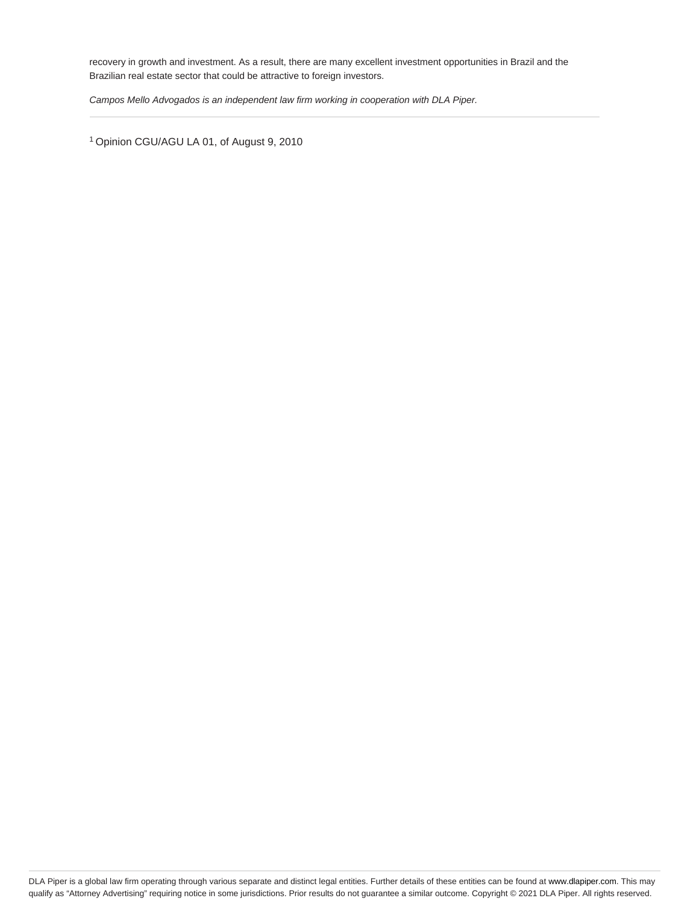recovery in growth and investment. As a result, there are many excellent investment opportunities in Brazil and the Brazilian real estate sector that could be attractive to foreign investors.

*Campos Mello Advogados is an independent law firm working in cooperation with DLA Piper.*

---

[1] Opinion CGU/AGU LA 01, of August 9, 2010

DLA Piper is a global law firm operating through various separate and distinct legal entities. Further details of these entities can be found at www.dlapiper.com. This may qualify as "Attorney Advertising" requiring notice in some jurisdictions. Prior results do not guarantee a similar outcome. Copyright © 2021 DLA Piper. All rights reserved.